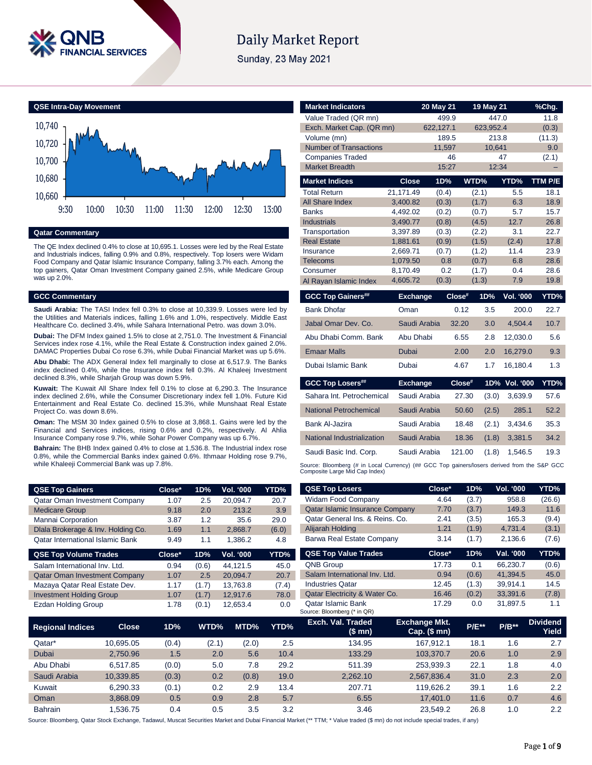# Daily Market Report

Sunday, 23 May 2021

## QSE Intra-Day Movement

## Qatar Commentary

The QE Index declined 0.4% to close at 10,695.1. Losses were led by the Real Estate and Industrials indices, falling 0.9% and 0.8%, respectively. Top losers were Widam Food Company and Qatar Islamic Insurance Company, falling 3.7% each. Among the top gainers, Qatar Oman Investment Company gained 2.5%, while Medicare Group was up 2.0%.

## GCC Commentary

**Saudi Arabia:** The TASI Index fell 0.3% to close at 10,339.9. Losses were led by the Utilities and Materials indices, falling 1.6% and 1.0%, respectively. Middle East Healthcare Co. declined 3.4%, while Sahara International Petro. was down 3.0%.

**Dubai:** The DFM Index gained 1.5% to close at 2,751.0. The Investment & Financial Services index rose 4.1%, while the Real Estate & Construction index gained 2.0%. DAMAC Properties Dubai Co rose 6.3%, while Dubai Financial Market was up 5.6%.

**Abu Dhabi:** The ADX General Index fell marginally to close at 6,517.9. The Banks index declined 0.4%, while the Insurance index fell 0.3%. Al Khaleej Investment declined 8.3%, while Sharjah Group was down 5.9%.

**Kuwait:** The Kuwait All Share Index fell 0.1% to close at 6,290.3. The Insurance index declined 2.6%, while the Consumer Discretionary index fell 1.0%. Future Kid Entertainment and Real Estate Co. declined 15.3%, while Munshaat Real Estate Project Co. was down 8.6%.

**Oman:** The MSM 30 Index gained 0.5% to close at 3,868.1. Gains were led by the Financial and Services indices, rising 0.6% and 0.2%, respectively. Al Ahlia Insurance Company rose 9.7%, while Sohar Power Company was up 6.7%.

**Bahrain:** The BHB Index gained 0.4% to close at 1,536.8. The Industrial index rose 0.8%, while the Commercial Banks index gained 0.6%. Ithmaar Holding rose 9.7%, while Khaleeji Commercial Bank was up 7.8%.

| Market Indicators | 20 May 21 | 19 May 21 | %Chg. |
|---|---|---|---|
| Value Traded (QR mn) | 499.9 | 447.0 | 11.8 |
| Exch. Market Cap. (QR mn) | 622,127.1 | 623,952.4 | (0.3) |
| Volume (mn) | 189.5 | 213.8 | (11.3) |
| Number of Transactions | 11,597 | 10,641 | 9.0 |
| Companies Traded | 46 | 47 | (2.1) |
| Market Breadth | 15:27 | 12:34 | – |

| Market Indices | Close | 1D% | WTD% | YTD% | TTM P/E |
|---|---|---|---|---|---|
| Total Return | 21,171.49 | (0.4) | (2.1) | 5.5 | 18.1 |
| All Share Index | 3,400.82 | (0.3) | (1.7) | 6.3 | 18.9 |
| Banks | 4,492.02 | (0.2) | (0.7) | 5.7 | 15.7 |
| Industrials | 3,490.77 | (0.8) | (4.5) | 12.7 | 26.8 |
| Transportation | 3,397.89 | (0.3) | (2.2) | 3.1 | 22.7 |
| Real Estate | 1,881.61 | (0.9) | (1.5) | (2.4) | 17.8 |
| Insurance | 2,669.71 | (0.7) | (1.2) | 11.4 | 23.9 |
| Telecoms | 1,079.50 | 0.8 | (0.7) | 6.8 | 28.6 |
| Consumer | 8,170.49 | 0.2 | (1.7) | 0.4 | 28.6 |
| Al Rayan Islamic Index | 4,605.72 | (0.3) | (1.3) | 7.9 | 19.8 |

| GCC Top Gainers## | Exchange | Close# | 1D% | Vol. '000 | YTD% |
|---|---|---|---|---|---|
| Bank Dhofar | Oman | 0.12 | 3.5 | 200.0 | 22.7 |
| Jabal Omar Dev. Co. | Saudi Arabia | 32.20 | 3.0 | 4,504.4 | 10.7 |
| Abu Dhabi Comm. Bank | Abu Dhabi | 6.55 | 2.8 | 12,030.0 | 5.6 |
| Emaar Malls | Dubai | 2.00 | 2.0 | 16,279.0 | 9.3 |
| Dubai Islamic Bank | Dubai | 4.67 | 1.7 | 16,180.4 | 1.3 |

| GCC Top Losers## | Exchange | Close# | 1D% | Vol. '000 | YTD% |
|---|---|---|---|---|---|
| Sahara Int. Petrochemical | Saudi Arabia | 27.30 | (3.0) | 3,639.9 | 57.6 |
| National Petrochemical | Saudi Arabia | 50.60 | (2.5) | 285.1 | 52.2 |
| Bank Al-Jazira | Saudi Arabia | 18.48 | (2.1) | 3,434.6 | 35.3 |
| National Industrialization | Saudi Arabia | 18.36 | (1.8) | 3,381.5 | 34.2 |
| Saudi Basic Ind. Corp. | Saudi Arabia | 121.00 | (1.8) | 1,546.5 | 19.3 |

Source: Bloomberg (# in Local Currency) (## GCC Top gainers/losers derived from the S&P GCC Composite Large Mid Cap Index)

| QSE Top Gainers | Close* | 1D% | Vol. '000 | YTD% |
|---|---|---|---|---|
| Qatar Oman Investment Company | 1.07 | 2.5 | 20,094.7 | 20.7 |
| Medicare Group | 9.18 | 2.0 | 213.2 | 3.9 |
| Mannai Corporation | 3.87 | 1.2 | 35.6 | 29.0 |
| Dlala Brokerage & Inv. Holding Co. | 1.69 | 1.1 | 2,868.7 | (6.0) |
| Qatar International Islamic Bank | 9.49 | 1.1 | 1,386.2 | 4.8 |

| QSE Top Volume Trades | Close* | 1D% | Vol. '000 | YTD% |
|---|---|---|---|---|
| Salam International Inv. Ltd. | 0.94 | (0.6) | 44,121.5 | 45.0 |
| Qatar Oman Investment Company | 1.07 | 2.5 | 20,094.7 | 20.7 |
| Mazaya Qatar Real Estate Dev. | 1.17 | (1.7) | 13,763.8 | (7.4) |
| Investment Holding Group | 1.07 | (1.7) | 12,917.6 | 78.0 |
| Ezdan Holding Group | 1.78 | (0.1) | 12,653.4 | 0.0 |

| QSE Top Losers | Close* | 1D% | Vol. '000 | YTD% |
|---|---|---|---|---|
| Widam Food Company | 4.64 | (3.7) | 958.8 | (26.6) |
| Qatar Islamic Insurance Company | 7.70 | (3.7) | 149.3 | 11.6 |
| Qatar General Ins. & Reins. Co. | 2.41 | (3.5) | 165.3 | (9.4) |
| Alijarah Holding | 1.21 | (1.9) | 4,731.4 | (3.1) |
| Barwa Real Estate Company | 3.14 | (1.7) | 2,136.6 | (7.6) |

| QSE Top Value Trades | Close* | 1D% | Val. '000 | YTD% |
|---|---|---|---|---|
| QNB Group | 17.73 | 0.1 | 66,230.7 | (0.6) |
| Salam International Inv. Ltd. | 0.94 | (0.6) | 41,394.5 | 45.0 |
| Industries Qatar | 12.45 | (1.3) | 39,914.1 | 14.5 |
| Qatar Electricity & Water Co. | 16.46 | (0.2) | 33,391.6 | (7.8) |
| Qatar Islamic Bank | 17.29 | 0.0 | 31,897.5 | 1.1 |

Source: Bloomberg (* in QR)

| Regional Indices | Close | 1D% | WTD% | MTD% | YTD% | Exch. Val. Traded ($ mn) | Exchange Mkt. Cap. ($ mn) | P/E** | P/B** | Dividend Yield |
|---|---|---|---|---|---|---|---|---|---|---|
| Qatar* | 10,695.05 | (0.4) | (2.1) | (2.0) | 2.5 | 134.95 | 167,912.1 | 18.1 | 1.6 | 2.7 |
| Dubai | 2,750.96 | 1.5 | 2.0 | 5.6 | 10.4 | 133.29 | 103,370.7 | 20.6 | 1.0 | 2.9 |
| Abu Dhabi | 6,517.85 | (0.0) | 5.0 | 7.8 | 29.2 | 511.39 | 253,939.3 | 22.1 | 1.8 | 4.0 |
| Saudi Arabia | 10,339.85 | (0.3) | 0.2 | (0.8) | 19.0 | 2,262.10 | 2,567,836.4 | 31.0 | 2.3 | 2.0 |
| Kuwait | 6,290.33 | (0.1) | 0.2 | 2.9 | 13.4 | 207.71 | 119,626.2 | 39.1 | 1.6 | 2.2 |
| Oman | 3,868.09 | 0.5 | 0.9 | 2.8 | 5.7 | 6.55 | 17,401.0 | 11.6 | 0.7 | 4.6 |
| Bahrain | 1,536.75 | 0.4 | 0.5 | 3.5 | 3.2 | 3.46 | 23,549.2 | 26.8 | 1.0 | 2.2 |

Source: Bloomberg, Qatar Stock Exchange, Tadawul, Muscat Securities Market and Dubai Financial Market (** TTM; * Value traded ($ mn) do not include special trades, if any)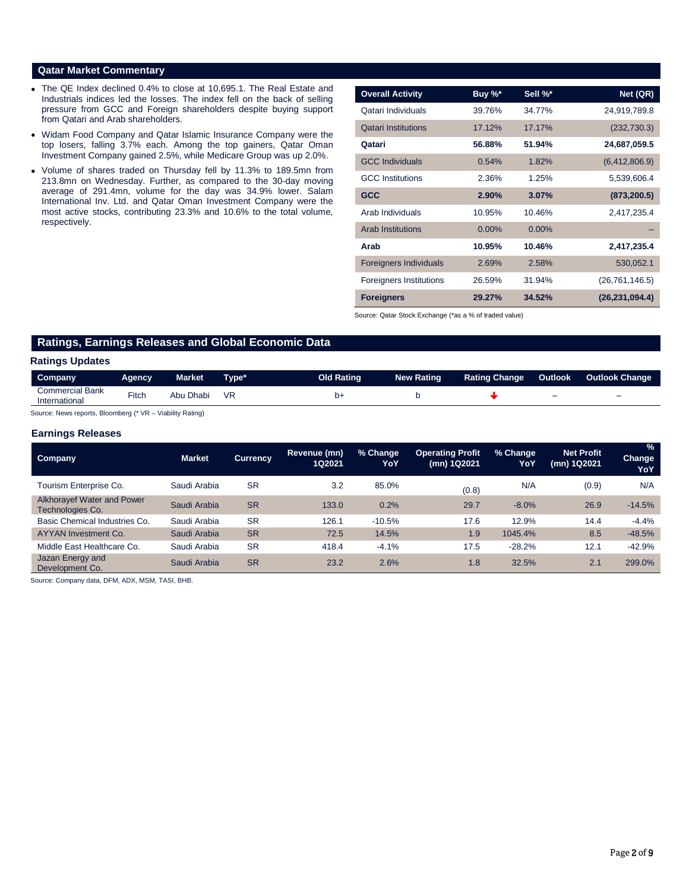## Qatar Market Commentary

- The QE Index declined 0.4% to close at 10,695.1. The Real Estate and Industrials indices led the losses. The index fell on the back of selling pressure from GCC and Foreign shareholders despite buying support from Qatari and Arab shareholders.
- Widam Food Company and Qatar Islamic Insurance Company were the top losers, falling 3.7% each. Among the top gainers, Qatar Oman Investment Company gained 2.5%, while Medicare Group was up 2.0%.
- Volume of shares traded on Thursday fell by 11.3% to 189.5mn from 213.8mn on Wednesday. Further, as compared to the 30-day moving average of 291.4mn, volume for the day was 34.9% lower. Salam International Inv. Ltd. and Qatar Oman Investment Company were the most active stocks, contributing 23.3% and 10.6% to the total volume, respectively.

| Overall Activity | Buy %* | Sell %* | Net (QR) |
|---|---|---|---|
| Qatari Individuals | 39.76% | 34.77% | 24,919,789.8 |
| Qatari Institutions | 17.12% | 17.17% | (232,730.3) |
| **Qatari** | **56.88%** | **51.94%** | **24,687,059.5** |
| GCC Individuals | 0.54% | 1.82% | (6,412,806.9) |
| GCC Institutions | 2.36% | 1.25% | 5,539,606.4 |
| **GCC** | **2.90%** | **3.07%** | **(873,200.5)** |
| Arab Individuals | 10.95% | 10.46% | 2,417,235.4 |
| Arab Institutions | 0.00% | 0.00% | – |
| **Arab** | **10.95%** | **10.46%** | **2,417,235.4** |
| Foreigners Individuals | 2.69% | 2.58% | 530,052.1 |
| Foreigners Institutions | 26.59% | 31.94% | (26,761,146.5) |
| **Foreigners** | **29.27%** | **34.52%** | **(26,231,094.4)** |

Source: Qatar Stock Exchange (*as a % of traded value)

## Ratings, Earnings Releases and Global Economic Data

### Ratings Updates

| Company | Agency | Market | Type* | Old Rating | New Rating | Rating Change | Outlook | Outlook Change |
|---|---|---|---|---|---|---|---|---|
| Commercial Bank International | Fitch | Abu Dhabi | VR | b+ | b | ↓ | – | – |

Source: News reports, Bloomberg (* VR – Viability Rating)

### Earnings Releases

| Company | Market | Currency | Revenue (mn) 1Q2021 | % Change YoY | Operating Profit (mn) 1Q2021 | % Change YoY | Net Profit (mn) 1Q2021 | % Change YoY |
|---|---|---|---|---|---|---|---|---|
| Tourism Enterprise Co. | Saudi Arabia | SR | 3.2 | 85.0% | (0.8) | N/A | (0.9) | N/A |
| Alkhorayef Water and Power Technologies Co. | Saudi Arabia | SR | 133.0 | 0.2% | 29.7 | -8.0% | 26.9 | -14.5% |
| Basic Chemical Industries Co. | Saudi Arabia | SR | 126.1 | -10.5% | 17.6 | 12.9% | 14.4 | -4.4% |
| AYYAN Investment Co. | Saudi Arabia | SR | 72.5 | 14.5% | 1.9 | 1045.4% | 8.5 | -48.5% |
| Middle East Healthcare Co. | Saudi Arabia | SR | 418.4 | -4.1% | 17.5 | -28.2% | 12.1 | -42.9% |
| Jazan Energy and Development Co. | Saudi Arabia | SR | 23.2 | 2.6% | 1.8 | 32.5% | 2.1 | 299.0% |

Source: Company data, DFM, ADX, MSM, TASI, BHB.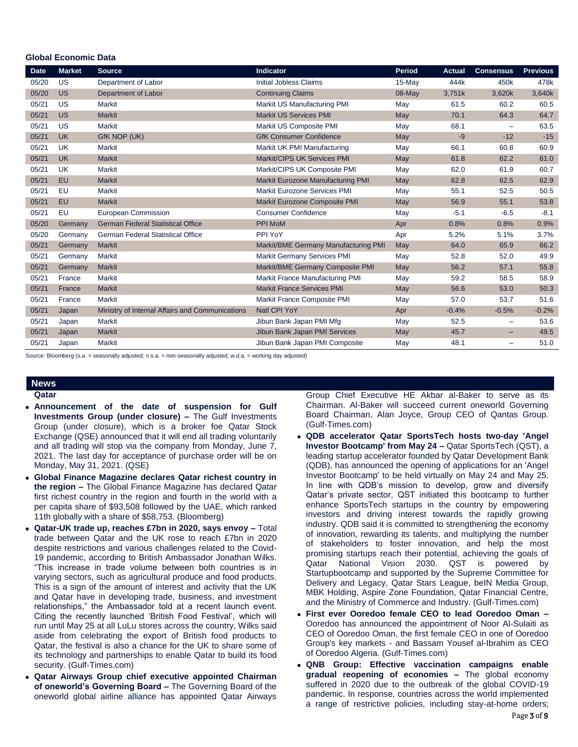## Global Economic Data

| Date | Market | Source | Indicator | Period | Actual | Consensus | Previous |
|---|---|---|---|---|---|---|---|
| 05/20 | US | Department of Labor | Initial Jobless Claims | 15-May | 444k | 450k | 478k |
| 05/20 | US | Department of Labor | Continuing Claims | 08-May | 3,751k | 3,620k | 3,640k |
| 05/21 | US | Markit | Markit US Manufacturing PMI | May | 61.5 | 60.2 | 60.5 |
| 05/21 | US | Markit | Markit US Services PMI | May | 70.1 | 64.3 | 64.7 |
| 05/21 | US | Markit | Markit US Composite PMI | May | 68.1 | – | 63.5 |
| 05/21 | UK | GfK NOP (UK) | GfK Consumer Confidence | May | -9 | -12 | -15 |
| 05/21 | UK | Markit | Markit UK PMI Manufacturing | May | 66.1 | 60.8 | 60.9 |
| 05/21 | UK | Markit | Markit/CIPS UK Services PMI | May | 61.8 | 62.2 | 61.0 |
| 05/21 | UK | Markit | Markit/CIPS UK Composite PMI | May | 62.0 | 61.9 | 60.7 |
| 05/21 | EU | Markit | Markit Eurozone Manufacturing PMI | May | 62.8 | 62.5 | 62.9 |
| 05/21 | EU | Markit | Markit Eurozone Services PMI | May | 55.1 | 52.5 | 50.5 |
| 05/21 | EU | Markit | Markit Eurozone Composite PMI | May | 56.9 | 55.1 | 53.8 |
| 05/21 | EU | European Commission | Consumer Confidence | May | -5.1 | -6.5 | -8.1 |
| 05/20 | Germany | German Federal Statistical Office | PPI MoM | Apr | 0.8% | 0.8% | 0.9% |
| 05/20 | Germany | German Federal Statistical Office | PPI YoY | Apr | 5.2% | 5.1% | 3.7% |
| 05/21 | Germany | Markit | Markit/BME Germany Manufacturing PMI | May | 64.0 | 65.9 | 66.2 |
| 05/21 | Germany | Markit | Markit Germany Services PMI | May | 52.8 | 52.0 | 49.9 |
| 05/21 | Germany | Markit | Markit/BME Germany Composite PMI | May | 56.2 | 57.1 | 55.8 |
| 05/21 | France | Markit | Markit France Manufacturing PMI | May | 59.2 | 58.5 | 58.9 |
| 05/21 | France | Markit | Markit France Services PMI | May | 56.6 | 53.0 | 50.3 |
| 05/21 | France | Markit | Markit France Composite PMI | May | 57.0 | 53.7 | 51.6 |
| 05/21 | Japan | Ministry of Internal Affairs and Communications | Natl CPI YoY | Apr | -0.4% | -0.5% | -0.2% |
| 05/21 | Japan | Markit | Jibun Bank Japan PMI Mfg | May | 52.5 | – | 53.6 |
| 05/21 | Japan | Markit | Jibun Bank Japan PMI Services | May | 45.7 | – | 49.5 |
| 05/21 | Japan | Markit | Jibun Bank Japan PMI Composite | May | 48.1 | – | 51.0 |

Source: Bloomberg (s.a. = seasonally adjusted; n.s.a. = non-seasonally adjusted; w.d.a. = working day adjusted)

## News

### Qatar

- **Announcement of the date of suspension for Gulf Investments Group (under closure) –** The Gulf Investments Group (under closure), which is a broker foe Qatar Stock Exchange (QSE) announced that it will end all trading voluntarily and all trading will stop via the company from Monday, June 7, 2021. The last day for acceptance of purchase order will be on Monday, May 31, 2021. (QSE)
- **Global Finance Magazine declares Qatar richest country in the region –** The Global Finance Magazine has declared Qatar first richest country in the region and fourth in the world with a per capita share of $93,508 followed by the UAE, which ranked 11th globally with a share of $58,753. (Bloomberg)
- **Qatar-UK trade up, reaches £7bn in 2020, says envoy –** Total trade between Qatar and the UK rose to reach £7bn in 2020 despite restrictions and various challenges related to the Covid-19 pandemic, according to British Ambassador Jonathan Wilks. "This increase in trade volume between both countries is in varying sectors, such as agricultural produce and food products. This is a sign of the amount of interest and activity that the UK and Qatar have in developing trade, business, and investment relationships," the Ambassador told at a recent launch event. Citing the recently launched 'British Food Festival', which will run until May 25 at all LuLu stores across the country, Wilks said aside from celebrating the export of British food products to Qatar, the festival is also a chance for the UK to share some of its technology and partnerships to enable Qatar to build its food security. (Gulf-Times.com)
- **Qatar Airways Group chief executive appointed Chairman of oneworld's Governing Board –** The Governing Board of the oneworld global airline alliance has appointed Qatar Airways Group Chief Executive HE Akbar al-Baker to serve as its Chairman. Al-Baker will succeed current oneworld Governing Board Chairman, Alan Joyce, Group CEO of Qantas Group. (Gulf-Times.com)
- **QDB accelerator Qatar SportsTech hosts two-day 'Angel Investor Bootcamp' from May 24 –** Qatar SportsTech (QST), a leading startup accelerator founded by Qatar Development Bank (QDB), has announced the opening of applications for an 'Angel Investor Bootcamp' to be held virtually on May 24 and May 25. In line with QDB's mission to develop, grow and diversify Qatar's private sector, QST initiated this bootcamp to further enhance SportsTech startups in the country by empowering investors and driving interest towards the rapidly growing industry. QDB said it is committed to strengthening the economy of innovation, rewarding its talents, and multiplying the number of stakeholders to foster innovation, and help the most promising startups reach their potential, achieving the goals of Qatar National Vision 2030. QST is powered by Startupbootcamp and supported by the Supreme Committee for Delivery and Legacy, Qatar Stars League, beIN Media Group, MBK Holding, Aspire Zone Foundation, Qatar Financial Centre, and the Ministry of Commerce and Industry. (Gulf-Times.com)
- **First ever Ooredoo female CEO to lead Ooredoo Oman –** Ooredoo has announced the appointment of Noor Al-Sulaiti as CEO of Ooredoo Oman, the first female CEO in one of Ooredoo Group's key markets - and Bassam Yousef al-Ibrahim as CEO of Ooredoo Algeria. (Gulf-Times.com)
- **QNB Group: Effective vaccination campaigns enable gradual reopening of economies –** The global economy suffered in 2020 due to the outbreak of the global COVID-19 pandemic. In response, countries across the world implemented a range of restrictive policies, including stay-at-home orders;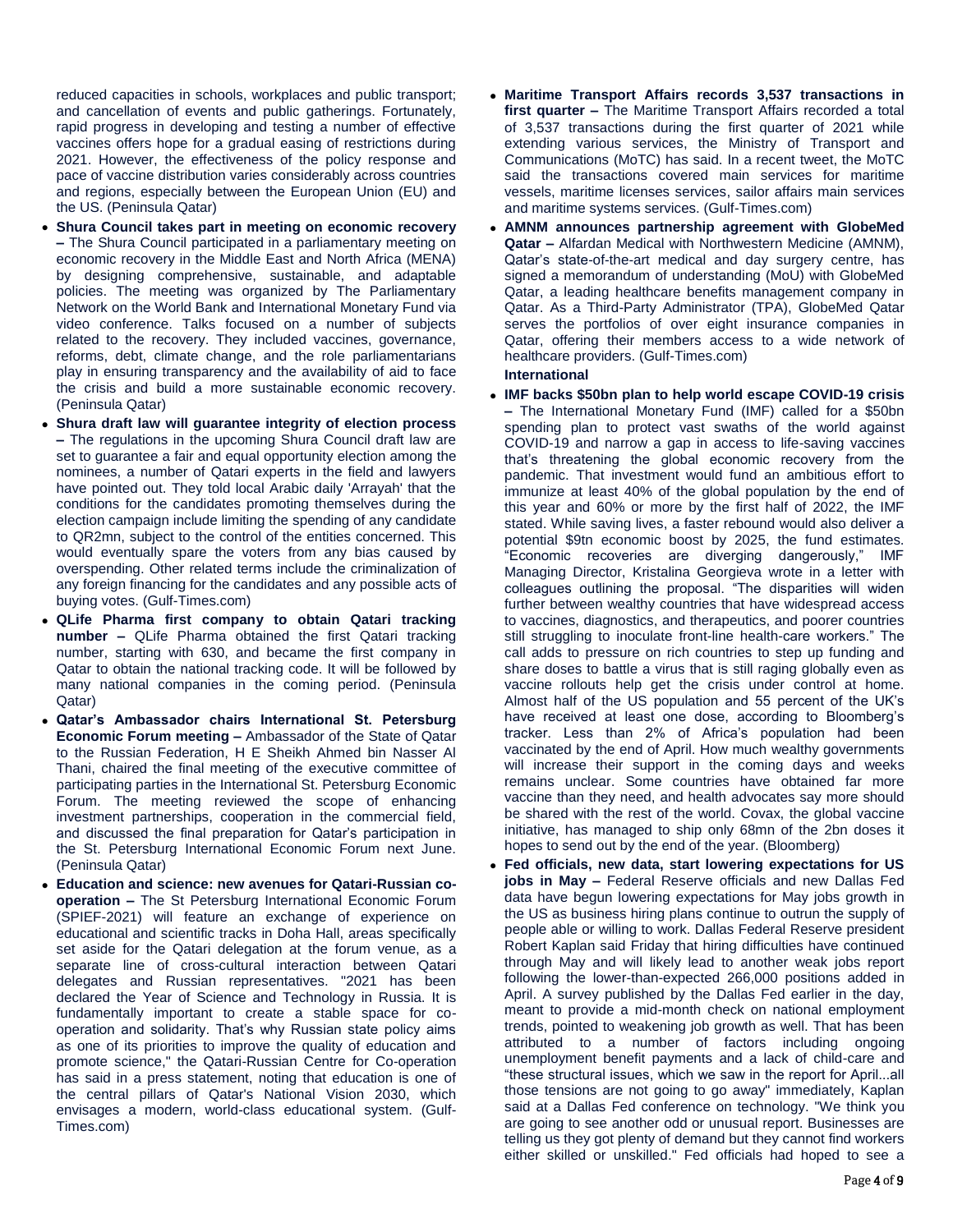reduced capacities in schools, workplaces and public transport; and cancellation of events and public gatherings. Fortunately, rapid progress in developing and testing a number of effective vaccines offers hope for a gradual easing of restrictions during 2021. However, the effectiveness of the policy response and pace of vaccine distribution varies considerably across countries and regions, especially between the European Union (EU) and the US. (Peninsula Qatar)

- **Shura Council takes part in meeting on economic recovery –** The Shura Council participated in a parliamentary meeting on economic recovery in the Middle East and North Africa (MENA) by designing comprehensive, sustainable, and adaptable policies. The meeting was organized by The Parliamentary Network on the World Bank and International Monetary Fund via video conference. Talks focused on a number of subjects related to the recovery. They included vaccines, governance, reforms, debt, climate change, and the role parliamentarians play in ensuring transparency and the availability of aid to face the crisis and build a more sustainable economic recovery. (Peninsula Qatar)
- **Shura draft law will guarantee integrity of election process –** The regulations in the upcoming Shura Council draft law are set to guarantee a fair and equal opportunity election among the nominees, a number of Qatari experts in the field and lawyers have pointed out. They told local Arabic daily 'Arrayah' that the conditions for the candidates promoting themselves during the election campaign include limiting the spending of any candidate to QR2mn, subject to the control of the entities concerned. This would eventually spare the voters from any bias caused by overspending. Other related terms include the criminalization of any foreign financing for the candidates and any possible acts of buying votes. (Gulf-Times.com)
- **QLife Pharma first company to obtain Qatari tracking number –** QLife Pharma obtained the first Qatari tracking number, starting with 630, and became the first company in Qatar to obtain the national tracking code. It will be followed by many national companies in the coming period. (Peninsula Qatar)
- **Qatar's Ambassador chairs International St. Petersburg Economic Forum meeting –** Ambassador of the State of Qatar to the Russian Federation, H E Sheikh Ahmed bin Nasser Al Thani, chaired the final meeting of the executive committee of participating parties in the International St. Petersburg Economic Forum. The meeting reviewed the scope of enhancing investment partnerships, cooperation in the commercial field, and discussed the final preparation for Qatar's participation in the St. Petersburg International Economic Forum next June. (Peninsula Qatar)
- **Education and science: new avenues for Qatari-Russian co-operation –** The St Petersburg International Economic Forum (SPIEF-2021) will feature an exchange of experience on educational and scientific tracks in Doha Hall, areas specifically set aside for the Qatari delegation at the forum venue, as a separate line of cross-cultural interaction between Qatari delegates and Russian representatives. "2021 has been declared the Year of Science and Technology in Russia. It is fundamentally important to create a stable space for co-operation and solidarity. That's why Russian state policy aims as one of its priorities to improve the quality of education and promote science," the Qatari-Russian Centre for Co-operation has said in a press statement, noting that education is one of the central pillars of Qatar's National Vision 2030, which envisages a modern, world-class educational system. (Gulf-Times.com)
- **Maritime Transport Affairs records 3,537 transactions in first quarter –** The Maritime Transport Affairs recorded a total of 3,537 transactions during the first quarter of 2021 while extending various services, the Ministry of Transport and Communications (MoTC) has said. In a recent tweet, the MoTC said the transactions covered main services for maritime vessels, maritime licenses services, sailor affairs main services and maritime systems services. (Gulf-Times.com)
- **AMNM announces partnership agreement with GlobeMed Qatar –** Alfardan Medical with Northwestern Medicine (AMNM), Qatar's state-of-the-art medical and day surgery centre, has signed a memorandum of understanding (MoU) with GlobeMed Qatar, a leading healthcare benefits management company in Qatar. As a Third-Party Administrator (TPA), GlobeMed Qatar serves the portfolios of over eight insurance companies in Qatar, offering their members access to a wide network of healthcare providers. (Gulf-Times.com)

**International**

- **IMF backs $50bn plan to help world escape COVID-19 crisis –** The International Monetary Fund (IMF) called for a $50bn spending plan to protect vast swaths of the world against COVID-19 and narrow a gap in access to life-saving vaccines that's threatening the global economic recovery from the pandemic. That investment would fund an ambitious effort to immunize at least 40% of the global population by the end of this year and 60% or more by the first half of 2022, the IMF stated. While saving lives, a faster rebound would also deliver a potential $9tn economic boost by 2025, the fund estimates. "Economic recoveries are diverging dangerously," IMF Managing Director, Kristalina Georgieva wrote in a letter with colleagues outlining the proposal. "The disparities will widen further between wealthy countries that have widespread access to vaccines, diagnostics, and therapeutics, and poorer countries still struggling to inoculate front-line health-care workers." The call adds to pressure on rich countries to step up funding and share doses to battle a virus that is still raging globally even as vaccine rollouts help get the crisis under control at home. Almost half of the US population and 55 percent of the UK's have received at least one dose, according to Bloomberg's tracker. Less than 2% of Africa's population had been vaccinated by the end of April. How much wealthy governments will increase their support in the coming days and weeks remains unclear. Some countries have obtained far more vaccine than they need, and health advocates say more should be shared with the rest of the world. Covax, the global vaccine initiative, has managed to ship only 68mn of the 2bn doses it hopes to send out by the end of the year. (Bloomberg)
- **Fed officials, new data, start lowering expectations for US jobs in May –** Federal Reserve officials and new Dallas Fed data have begun lowering expectations for May jobs growth in the US as business hiring plans continue to outrun the supply of people able or willing to work. Dallas Federal Reserve president Robert Kaplan said Friday that hiring difficulties have continued through May and will likely lead to another weak jobs report following the lower-than-expected 266,000 positions added in April. A survey published by the Dallas Fed earlier in the day, meant to provide a mid-month check on national employment trends, pointed to weakening job growth as well. That has been attributed to a number of factors including ongoing unemployment benefit payments and a lack of child-care and "these structural issues, which we saw in the report for April...all those tensions are not going to go away" immediately, Kaplan said at a Dallas Fed conference on technology. "We think you are going to see another odd or unusual report. Businesses are telling us they got plenty of demand but they cannot find workers either skilled or unskilled." Fed officials had hoped to see a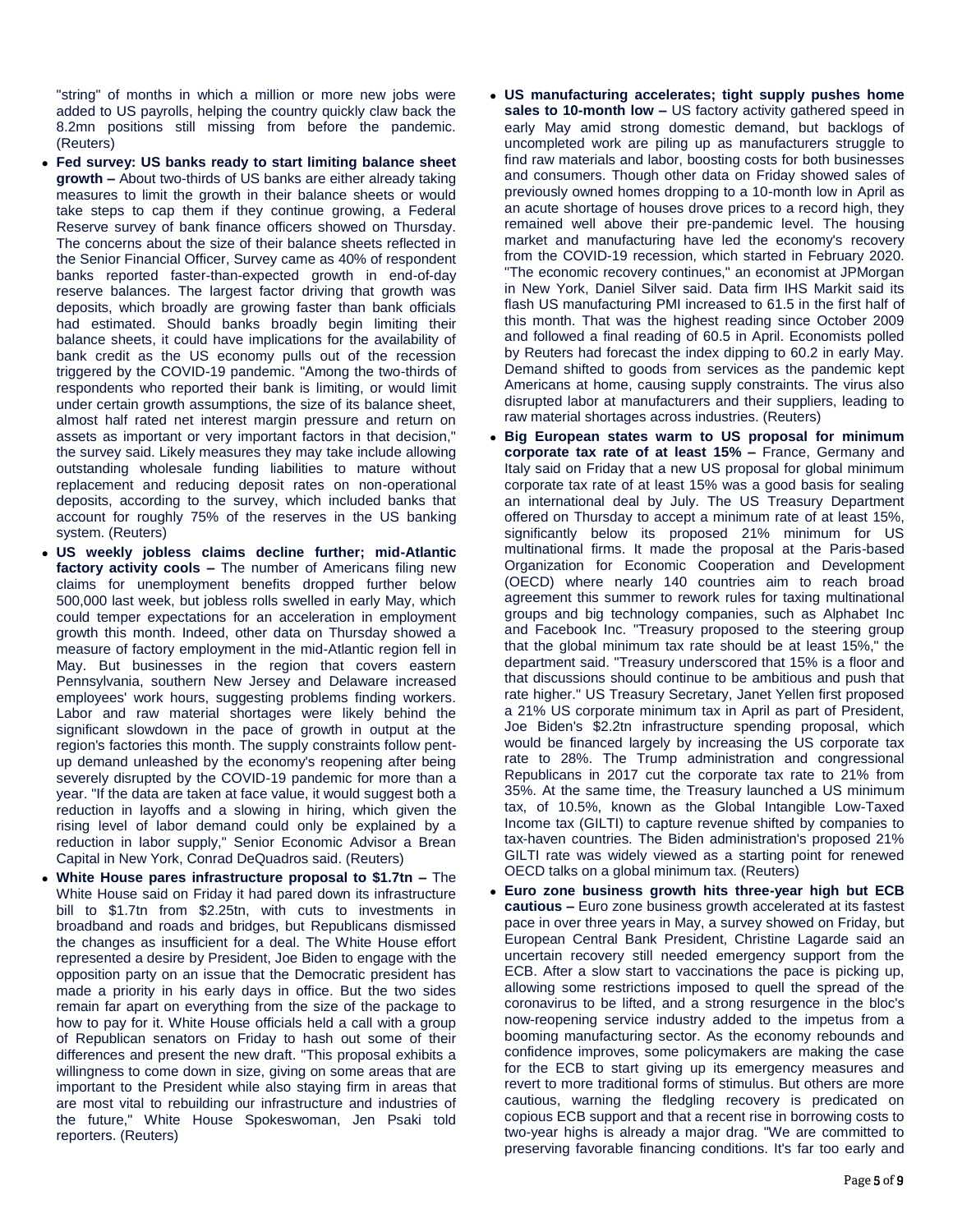"string" of months in which a million or more new jobs were added to US payrolls, helping the country quickly claw back the 8.2mn positions still missing from before the pandemic. (Reuters)

- **Fed survey: US banks ready to start limiting balance sheet growth –** About two-thirds of US banks are either already taking measures to limit the growth in their balance sheets or would take steps to cap them if they continue growing, a Federal Reserve survey of bank finance officers showed on Thursday. The concerns about the size of their balance sheets reflected in the Senior Financial Officer, Survey came as 40% of respondent banks reported faster-than-expected growth in end-of-day reserve balances. The largest factor driving that growth was deposits, which broadly are growing faster than bank officials had estimated. Should banks broadly begin limiting their balance sheets, it could have implications for the availability of bank credit as the US economy pulls out of the recession triggered by the COVID-19 pandemic. "Among the two-thirds of respondents who reported their bank is limiting, or would limit under certain growth assumptions, the size of its balance sheet, almost half rated net interest margin pressure and return on assets as important or very important factors in that decision," the survey said. Likely measures they may take include allowing outstanding wholesale funding liabilities to mature without replacement and reducing deposit rates on non-operational deposits, according to the survey, which included banks that account for roughly 75% of the reserves in the US banking system. (Reuters)
- **US weekly jobless claims decline further; mid-Atlantic factory activity cools –** The number of Americans filing new claims for unemployment benefits dropped further below 500,000 last week, but jobless rolls swelled in early May, which could temper expectations for an acceleration in employment growth this month. Indeed, other data on Thursday showed a measure of factory employment in the mid-Atlantic region fell in May. But businesses in the region that covers eastern Pennsylvania, southern New Jersey and Delaware increased employees' work hours, suggesting problems finding workers. Labor and raw material shortages were likely behind the significant slowdown in the pace of growth in output at the region's factories this month. The supply constraints follow pent-up demand unleashed by the economy's reopening after being severely disrupted by the COVID-19 pandemic for more than a year. "If the data are taken at face value, it would suggest both a reduction in layoffs and a slowing in hiring, which given the rising level of labor demand could only be explained by a reduction in labor supply," Senior Economic Advisor a Brean Capital in New York, Conrad DeQuadros said. (Reuters)
- **White House pares infrastructure proposal to \$1.7tn –** The White House said on Friday it had pared down its infrastructure bill to \$1.7tn from \$2.25tn, with cuts to investments in broadband and roads and bridges, but Republicans dismissed the changes as insufficient for a deal. The White House effort represented a desire by President, Joe Biden to engage with the opposition party on an issue that the Democratic president has made a priority in his early days in office. But the two sides remain far apart on everything from the size of the package to how to pay for it. White House officials held a call with a group of Republican senators on Friday to hash out some of their differences and present the new draft. "This proposal exhibits a willingness to come down in size, giving on some areas that are important to the President while also staying firm in areas that are most vital to rebuilding our infrastructure and industries of the future," White House Spokeswoman, Jen Psaki told reporters. (Reuters)
- **US manufacturing accelerates; tight supply pushes home sales to 10-month low –** US factory activity gathered speed in early May amid strong domestic demand, but backlogs of uncompleted work are piling up as manufacturers struggle to find raw materials and labor, boosting costs for both businesses and consumers. Though other data on Friday showed sales of previously owned homes dropping to a 10-month low in April as an acute shortage of houses drove prices to a record high, they remained well above their pre-pandemic level. The housing market and manufacturing have led the economy's recovery from the COVID-19 recession, which started in February 2020. "The economic recovery continues," an economist at JPMorgan in New York, Daniel Silver said. Data firm IHS Markit said its flash US manufacturing PMI increased to 61.5 in the first half of this month. That was the highest reading since October 2009 and followed a final reading of 60.5 in April. Economists polled by Reuters had forecast the index dipping to 60.2 in early May. Demand shifted to goods from services as the pandemic kept Americans at home, causing supply constraints. The virus also disrupted labor at manufacturers and their suppliers, leading to raw material shortages across industries. (Reuters)
- **Big European states warm to US proposal for minimum corporate tax rate of at least 15% –** France, Germany and Italy said on Friday that a new US proposal for global minimum corporate tax rate of at least 15% was a good basis for sealing an international deal by July. The US Treasury Department offered on Thursday to accept a minimum rate of at least 15%, significantly below its proposed 21% minimum for US multinational firms. It made the proposal at the Paris-based Organization for Economic Cooperation and Development (OECD) where nearly 140 countries aim to reach broad agreement this summer to rework rules for taxing multinational groups and big technology companies, such as Alphabet Inc and Facebook Inc. "Treasury proposed to the steering group that the global minimum tax rate should be at least 15%," the department said. "Treasury underscored that 15% is a floor and that discussions should continue to be ambitious and push that rate higher." US Treasury Secretary, Janet Yellen first proposed a 21% US corporate minimum tax in April as part of President, Joe Biden's \$2.2tn infrastructure spending proposal, which would be financed largely by increasing the US corporate tax rate to 28%. The Trump administration and congressional Republicans in 2017 cut the corporate tax rate to 21% from 35%. At the same time, the Treasury launched a US minimum tax, of 10.5%, known as the Global Intangible Low-Taxed Income tax (GILTI) to capture revenue shifted by companies to tax-haven countries. The Biden administration's proposed 21% GILTI rate was widely viewed as a starting point for renewed OECD talks on a global minimum tax. (Reuters)
- **Euro zone business growth hits three-year high but ECB cautious –** Euro zone business growth accelerated at its fastest pace in over three years in May, a survey showed on Friday, but European Central Bank President, Christine Lagarde said an uncertain recovery still needed emergency support from the ECB. After a slow start to vaccinations the pace is picking up, allowing some restrictions imposed to quell the spread of the coronavirus to be lifted, and a strong resurgence in the bloc's now-reopening service industry added to the impetus from a booming manufacturing sector. As the economy rebounds and confidence improves, some policymakers are making the case for the ECB to start giving up its emergency measures and revert to more traditional forms of stimulus. But others are more cautious, warning the fledgling recovery is predicated on copious ECB support and that a recent rise in borrowing costs to two-year highs is already a major drag. "We are committed to preserving favorable financing conditions. It's far too early and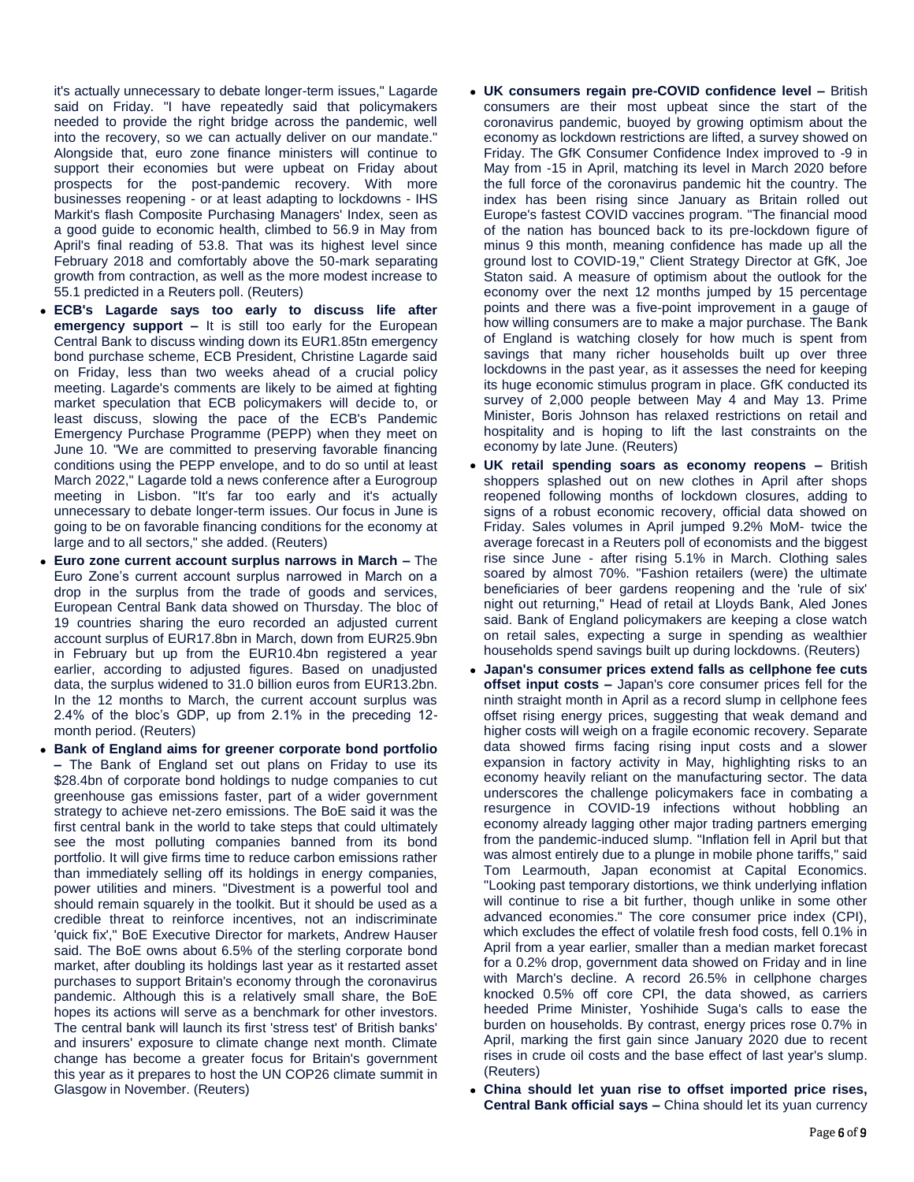it's actually unnecessary to debate longer-term issues," Lagarde said on Friday. "I have repeatedly said that policymakers needed to provide the right bridge across the pandemic, well into the recovery, so we can actually deliver on our mandate." Alongside that, euro zone finance ministers will continue to support their economies but were upbeat on Friday about prospects for the post-pandemic recovery. With more businesses reopening - or at least adapting to lockdowns - IHS Markit's flash Composite Purchasing Managers' Index, seen as a good guide to economic health, climbed to 56.9 in May from April's final reading of 53.8. That was its highest level since February 2018 and comfortably above the 50-mark separating growth from contraction, as well as the more modest increase to 55.1 predicted in a Reuters poll. (Reuters)

- **ECB's Lagarde says too early to discuss life after emergency support –** It is still too early for the European Central Bank to discuss winding down its EUR1.85tn emergency bond purchase scheme, ECB President, Christine Lagarde said on Friday, less than two weeks ahead of a crucial policy meeting. Lagarde's comments are likely to be aimed at fighting market speculation that ECB policymakers will decide to, or least discuss, slowing the pace of the ECB's Pandemic Emergency Purchase Programme (PEPP) when they meet on June 10. "We are committed to preserving favorable financing conditions using the PEPP envelope, and to do so until at least March 2022," Lagarde told a news conference after a Eurogroup meeting in Lisbon. "It's far too early and it's actually unnecessary to debate longer-term issues. Our focus in June is going to be on favorable financing conditions for the economy at large and to all sectors," she added. (Reuters)
- **Euro zone current account surplus narrows in March –** The Euro Zone's current account surplus narrowed in March on a drop in the surplus from the trade of goods and services, European Central Bank data showed on Thursday. The bloc of 19 countries sharing the euro recorded an adjusted current account surplus of EUR17.8bn in March, down from EUR25.9bn in February but up from the EUR10.4bn registered a year earlier, according to adjusted figures. Based on unadjusted data, the surplus widened to 31.0 billion euros from EUR13.2bn. In the 12 months to March, the current account surplus was 2.4% of the bloc's GDP, up from 2.1% in the preceding 12-month period. (Reuters)
- **Bank of England aims for greener corporate bond portfolio –** The Bank of England set out plans on Friday to use its $28.4bn of corporate bond holdings to nudge companies to cut greenhouse gas emissions faster, part of a wider government strategy to achieve net-zero emissions. The BoE said it was the first central bank in the world to take steps that could ultimately see the most polluting companies banned from its bond portfolio. It will give firms time to reduce carbon emissions rather than immediately selling off its holdings in energy companies, power utilities and miners. "Divestment is a powerful tool and should remain squarely in the toolkit. But it should be used as a credible threat to reinforce incentives, not an indiscriminate 'quick fix'," BoE Executive Director for markets, Andrew Hauser said. The BoE owns about 6.5% of the sterling corporate bond market, after doubling its holdings last year as it restarted asset purchases to support Britain's economy through the coronavirus pandemic. Although this is a relatively small share, the BoE hopes its actions will serve as a benchmark for other investors. The central bank will launch its first 'stress test' of British banks' and insurers' exposure to climate change next month. Climate change has become a greater focus for Britain's government this year as it prepares to host the UN COP26 climate summit in Glasgow in November. (Reuters)
- **UK consumers regain pre-COVID confidence level –** British consumers are their most upbeat since the start of the coronavirus pandemic, buoyed by growing optimism about the economy as lockdown restrictions are lifted, a survey showed on Friday. The GfK Consumer Confidence Index improved to -9 in May from -15 in April, matching its level in March 2020 before the full force of the coronavirus pandemic hit the country. The index has been rising since January as Britain rolled out Europe's fastest COVID vaccines program. "The financial mood of the nation has bounced back to its pre-lockdown figure of minus 9 this month, meaning confidence has made up all the ground lost to COVID-19," Client Strategy Director at GfK, Joe Staton said. A measure of optimism about the outlook for the economy over the next 12 months jumped by 15 percentage points and there was a five-point improvement in a gauge of how willing consumers are to make a major purchase. The Bank of England is watching closely for how much is spent from savings that many richer households built up over three lockdowns in the past year, as it assesses the need for keeping its huge economic stimulus program in place. GfK conducted its survey of 2,000 people between May 4 and May 13. Prime Minister, Boris Johnson has relaxed restrictions on retail and hospitality and is hoping to lift the last constraints on the economy by late June. (Reuters)
- **UK retail spending soars as economy reopens –** British shoppers splashed out on new clothes in April after shops reopened following months of lockdown closures, adding to signs of a robust economic recovery, official data showed on Friday. Sales volumes in April jumped 9.2% MoM- twice the average forecast in a Reuters poll of economists and the biggest rise since June - after rising 5.1% in March. Clothing sales soared by almost 70%. "Fashion retailers (were) the ultimate beneficiaries of beer gardens reopening and the 'rule of six' night out returning," Head of retail at Lloyds Bank, Aled Jones said. Bank of England policymakers are keeping a close watch on retail sales, expecting a surge in spending as wealthier households spend savings built up during lockdowns. (Reuters)
- **Japan's consumer prices extend falls as cellphone fee cuts offset input costs –** Japan's core consumer prices fell for the ninth straight month in April as a record slump in cellphone fees offset rising energy prices, suggesting that weak demand and higher costs will weigh on a fragile economic recovery. Separate data showed firms facing rising input costs and a slower expansion in factory activity in May, highlighting risks to an economy heavily reliant on the manufacturing sector. The data underscores the challenge policymakers face in combating a resurgence in COVID-19 infections without hobbling an economy already lagging other major trading partners emerging from the pandemic-induced slump. "Inflation fell in April but that was almost entirely due to a plunge in mobile phone tariffs," said Tom Learmouth, Japan economist at Capital Economics. "Looking past temporary distortions, we think underlying inflation will continue to rise a bit further, though unlike in some other advanced economies." The core consumer price index (CPI), which excludes the effect of volatile fresh food costs, fell 0.1% in April from a year earlier, smaller than a median market forecast for a 0.2% drop, government data showed on Friday and in line with March's decline. A record 26.5% in cellphone charges knocked 0.5% off core CPI, the data showed, as carriers heeded Prime Minister, Yoshihide Suga's calls to ease the burden on households. By contrast, energy prices rose 0.7% in April, marking the first gain since January 2020 due to recent rises in crude oil costs and the base effect of last year's slump. (Reuters)
- **China should let yuan rise to offset imported price rises, Central Bank official says –** China should let its yuan currency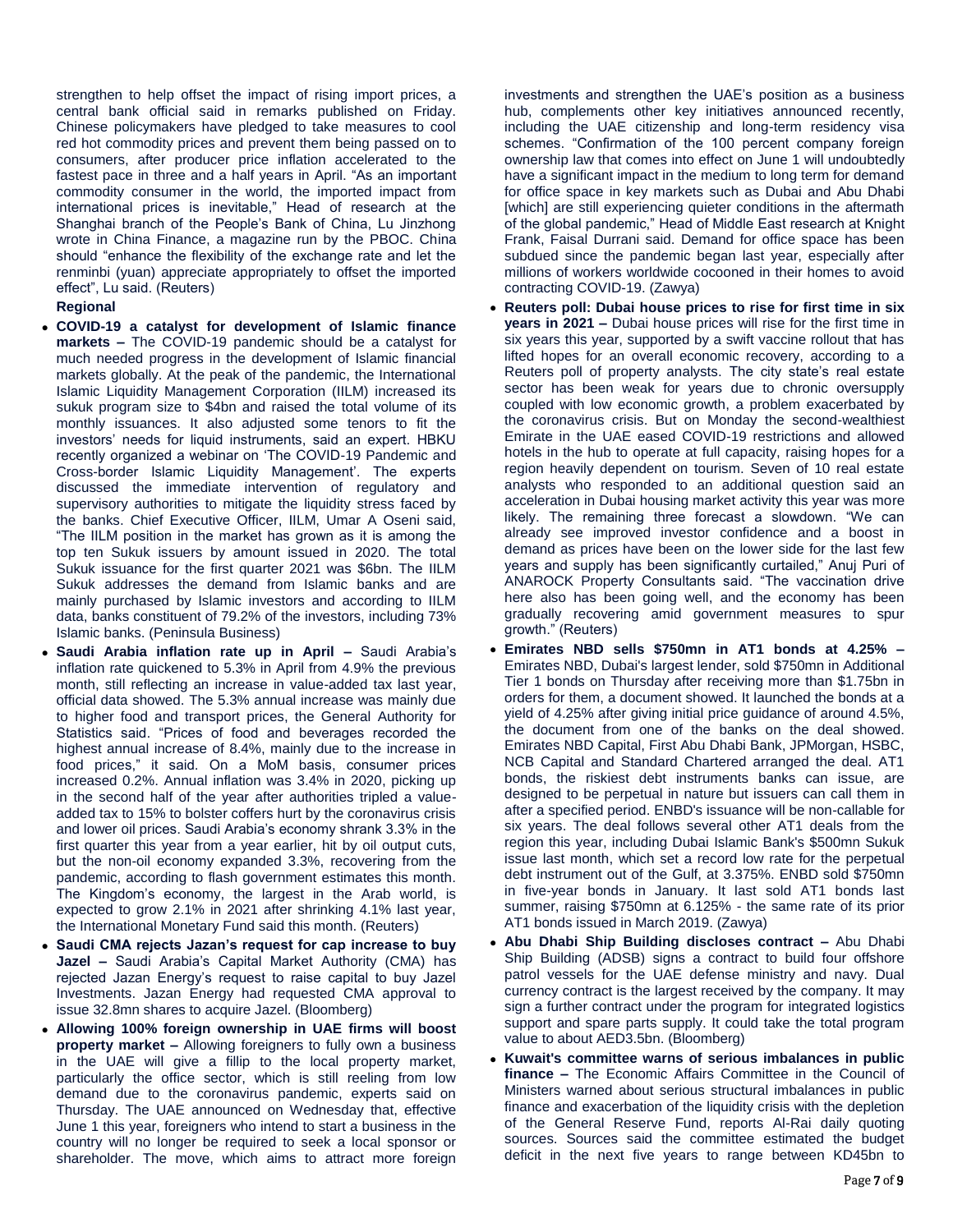strengthen to help offset the impact of rising import prices, a central bank official said in remarks published on Friday. Chinese policymakers have pledged to take measures to cool red hot commodity prices and prevent them being passed on to consumers, after producer price inflation accelerated to the fastest pace in three and a half years in April. "As an important commodity consumer in the world, the imported impact from international prices is inevitable," Head of research at the Shanghai branch of the People's Bank of China, Lu Jinzhong wrote in China Finance, a magazine run by the PBOC. China should "enhance the flexibility of the exchange rate and let the renminbi (yuan) appreciate appropriately to offset the imported effect", Lu said. (Reuters)

**Regional**

- **COVID-19 a catalyst for development of Islamic finance markets –** The COVID-19 pandemic should be a catalyst for much needed progress in the development of Islamic financial markets globally. At the peak of the pandemic, the International Islamic Liquidity Management Corporation (IILM) increased its sukuk program size to $4bn and raised the total volume of its monthly issuances. It also adjusted some tenors to fit the investors' needs for liquid instruments, said an expert. HBKU recently organized a webinar on 'The COVID-19 Pandemic and Cross-border Islamic Liquidity Management'. The experts discussed the immediate intervention of regulatory and supervisory authorities to mitigate the liquidity stress faced by the banks. Chief Executive Officer, IILM, Umar A Oseni said, "The IILM position in the market has grown as it is among the top ten Sukuk issuers by amount issued in 2020. The total Sukuk issuance for the first quarter 2021 was $6bn. The IILM Sukuk addresses the demand from Islamic banks and are mainly purchased by Islamic investors and according to IILM data, banks constituent of 79.2% of the investors, including 73% Islamic banks. (Peninsula Business)
- **Saudi Arabia inflation rate up in April –** Saudi Arabia's inflation rate quickened to 5.3% in April from 4.9% the previous month, still reflecting an increase in value-added tax last year, official data showed. The 5.3% annual increase was mainly due to higher food and transport prices, the General Authority for Statistics said. "Prices of food and beverages recorded the highest annual increase of 8.4%, mainly due to the increase in food prices," it said. On a MoM basis, consumer prices increased 0.2%. Annual inflation was 3.4% in 2020, picking up in the second half of the year after authorities tripled a value-added tax to 15% to bolster coffers hurt by the coronavirus crisis and lower oil prices. Saudi Arabia's economy shrank 3.3% in the first quarter this year from a year earlier, hit by oil output cuts, but the non-oil economy expanded 3.3%, recovering from the pandemic, according to flash government estimates this month. The Kingdom's economy, the largest in the Arab world, is expected to grow 2.1% in 2021 after shrinking 4.1% last year, the International Monetary Fund said this month. (Reuters)
- **Saudi CMA rejects Jazan's request for cap increase to buy Jazel –** Saudi Arabia's Capital Market Authority (CMA) has rejected Jazan Energy's request to raise capital to buy Jazel Investments. Jazan Energy had requested CMA approval to issue 32.8mn shares to acquire Jazel. (Bloomberg)
- **Allowing 100% foreign ownership in UAE firms will boost property market –** Allowing foreigners to fully own a business in the UAE will give a fillip to the local property market, particularly the office sector, which is still reeling from low demand due to the coronavirus pandemic, experts said on Thursday. The UAE announced on Wednesday that, effective June 1 this year, foreigners who intend to start a business in the country will no longer be required to seek a local sponsor or shareholder. The move, which aims to attract more foreign investments and strengthen the UAE's position as a business hub, complements other key initiatives announced recently, including the UAE citizenship and long-term residency visa schemes. "Confirmation of the 100 percent company foreign ownership law that comes into effect on June 1 will undoubtedly have a significant impact in the medium to long term for demand for office space in key markets such as Dubai and Abu Dhabi [which] are still experiencing quieter conditions in the aftermath of the global pandemic," Head of Middle East research at Knight Frank, Faisal Durrani said. Demand for office space has been subdued since the pandemic began last year, especially after millions of workers worldwide cocooned in their homes to avoid contracting COVID-19. (Zawya)
- **Reuters poll: Dubai house prices to rise for first time in six years in 2021 –** Dubai house prices will rise for the first time in six years this year, supported by a swift vaccine rollout that has lifted hopes for an overall economic recovery, according to a Reuters poll of property analysts. The city state's real estate sector has been weak for years due to chronic oversupply coupled with low economic growth, a problem exacerbated by the coronavirus crisis. But on Monday the second-wealthiest Emirate in the UAE eased COVID-19 restrictions and allowed hotels in the hub to operate at full capacity, raising hopes for a region heavily dependent on tourism. Seven of 10 real estate analysts who responded to an additional question said an acceleration in Dubai housing market activity this year was more likely. The remaining three forecast a slowdown. "We can already see improved investor confidence and a boost in demand as prices have been on the lower side for the last few years and supply has been significantly curtailed," Anuj Puri of ANAROCK Property Consultants said. "The vaccination drive here also has been going well, and the economy has been gradually recovering amid government measures to spur growth." (Reuters)
- **Emirates NBD sells $750mn in AT1 bonds at 4.25% –** Emirates NBD, Dubai's largest lender, sold $750mn in Additional Tier 1 bonds on Thursday after receiving more than $1.75bn in orders for them, a document showed. It launched the bonds at a yield of 4.25% after giving initial price guidance of around 4.5%, the document from one of the banks on the deal showed. Emirates NBD Capital, First Abu Dhabi Bank, JPMorgan, HSBC, NCB Capital and Standard Chartered arranged the deal. AT1 bonds, the riskiest debt instruments banks can issue, are designed to be perpetual in nature but issuers can call them in after a specified period. ENBD's issuance will be non-callable for six years. The deal follows several other AT1 deals from the region this year, including Dubai Islamic Bank's $500mn Sukuk issue last month, which set a record low rate for the perpetual debt instrument out of the Gulf, at 3.375%. ENBD sold $750mn in five-year bonds in January. It last sold AT1 bonds last summer, raising $750mn at 6.125% - the same rate of its prior AT1 bonds issued in March 2019. (Zawya)
- **Abu Dhabi Ship Building discloses contract –** Abu Dhabi Ship Building (ADSB) signs a contract to build four offshore patrol vessels for the UAE defense ministry and navy. Dual currency contract is the largest received by the company. It may sign a further contract under the program for integrated logistics support and spare parts supply. It could take the total program value to about AED3.5bn. (Bloomberg)
- **Kuwait's committee warns of serious imbalances in public finance –** The Economic Affairs Committee in the Council of Ministers warned about serious structural imbalances in public finance and exacerbation of the liquidity crisis with the depletion of the General Reserve Fund, reports Al-Rai daily quoting sources. Sources said the committee estimated the budget deficit in the next five years to range between KD45bn to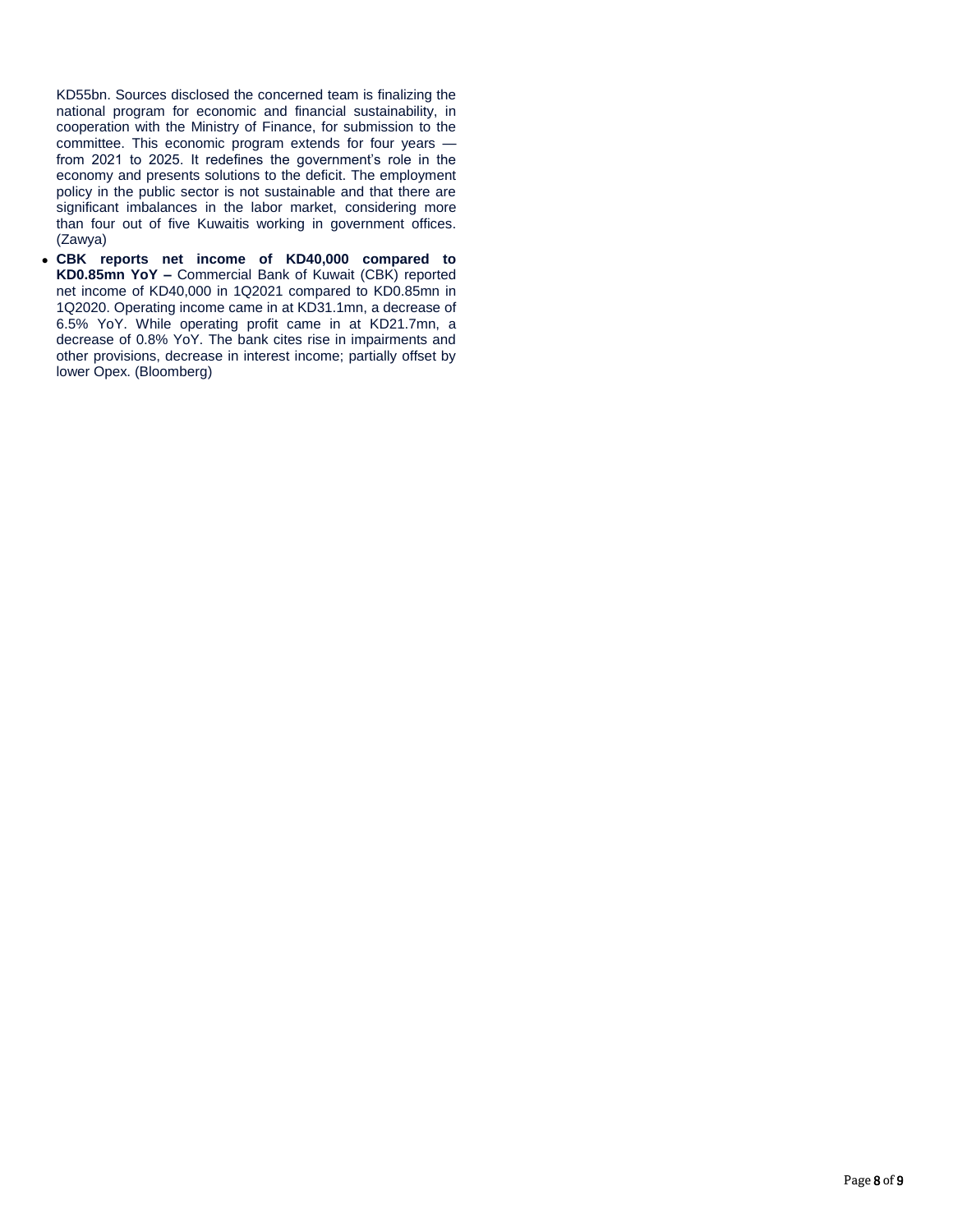KD55bn. Sources disclosed the concerned team is finalizing the national program for economic and financial sustainability, in cooperation with the Ministry of Finance, for submission to the committee. This economic program extends for four years — from 2021 to 2025. It redefines the government's role in the economy and presents solutions to the deficit. The employment policy in the public sector is not sustainable and that there are significant imbalances in the labor market, considering more than four out of five Kuwaitis working in government offices. (Zawya)

- **CBK reports net income of KD40,000 compared to KD0.85mn YoY –** Commercial Bank of Kuwait (CBK) reported net income of KD40,000 in 1Q2021 compared to KD0.85mn in 1Q2020. Operating income came in at KD31.1mn, a decrease of 6.5% YoY. While operating profit came in at KD21.7mn, a decrease of 0.8% YoY. The bank cites rise in impairments and other provisions, decrease in interest income; partially offset by lower Opex. (Bloomberg)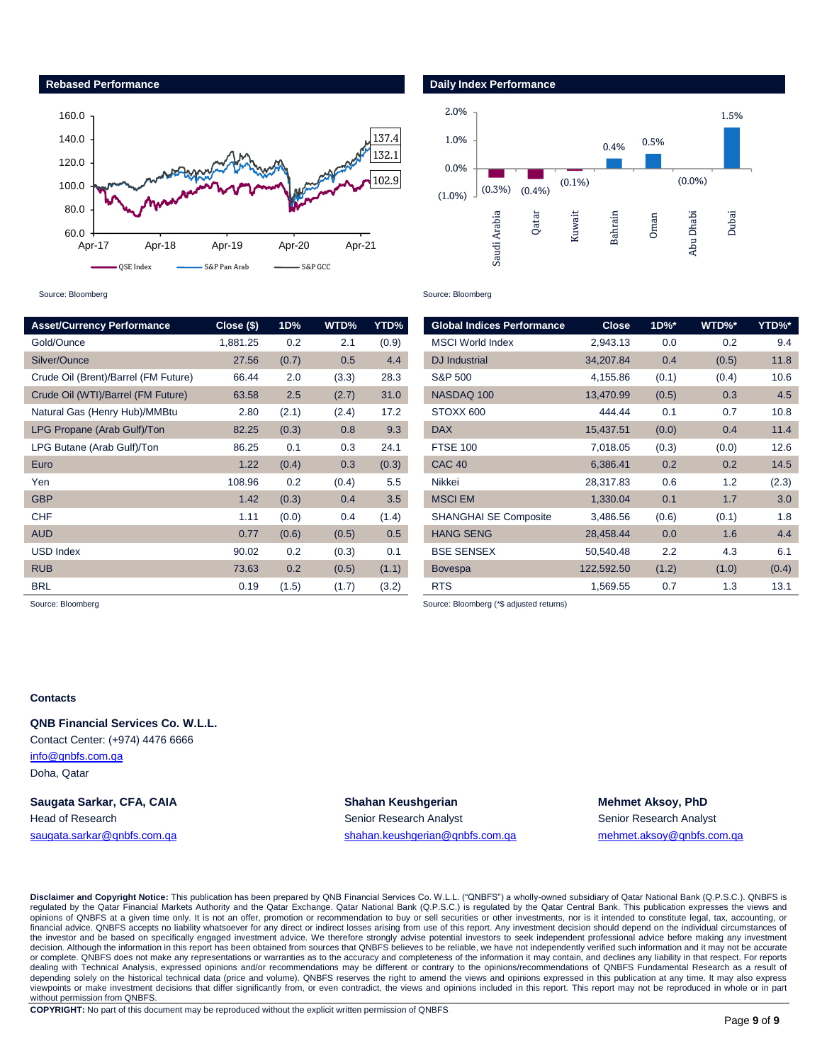## Rebased Performance

160.0
140.0
120.0
100.0
80.0
60.0

Apr-17 Apr-18 Apr-19 Apr-20 Apr-21

137.4
132.1
102.9

QSE Index S&P Pan Arab S&P GCC

Source: Bloomberg

## Daily Index Performance

2.0%
1.0%
0.0%
(1.0%)

(0.3%) (0.4%) (0.1%) 0.4% 0.5% (0.0%) 1.5%

Saudi Arabia Qatar Kuwait Bahrain Oman Abu Dhabi Dubai

Source: Bloomberg

| Asset/Currency Performance | Close ($) | 1D% | WTD% | YTD% |
|---|---|---|---|---|
| Gold/Ounce | 1,881.25 | 0.2 | 2.1 | (0.9) |
| Silver/Ounce | 27.56 | (0.7) | 0.5 | 4.4 |
| Crude Oil (Brent)/Barrel (FM Future) | 66.44 | 2.0 | (3.3) | 28.3 |
| Crude Oil (WTI)/Barrel (FM Future) | 63.58 | 2.5 | (2.7) | 31.0 |
| Natural Gas (Henry Hub)/MMBtu | 2.80 | (2.1) | (2.4) | 17.2 |
| LPG Propane (Arab Gulf)/Ton | 82.25 | (0.3) | 0.8 | 9.3 |
| LPG Butane (Arab Gulf)/Ton | 86.25 | 0.1 | 0.3 | 24.1 |
| Euro | 1.22 | (0.4) | 0.3 | (0.3) |
| Yen | 108.96 | 0.2 | (0.4) | 5.5 |
| GBP | 1.42 | (0.3) | 0.4 | 3.5 |
| CHF | 1.11 | (0.0) | 0.4 | (1.4) |
| AUD | 0.77 | (0.6) | (0.5) | 0.5 |
| USD Index | 90.02 | 0.2 | (0.3) | 0.1 |
| RUB | 73.63 | 0.2 | (0.5) | (1.1) |
| BRL | 0.19 | (1.5) | (1.7) | (3.2) |

Source: Bloomberg

| Global Indices Performance | Close | 1D%* | WTD%* | YTD%* |
|---|---|---|---|---|
| MSCI World Index | 2,943.13 | 0.0 | 0.2 | 9.4 |
| DJ Industrial | 34,207.84 | 0.4 | (0.5) | 11.8 |
| S&P 500 | 4,155.86 | (0.1) | (0.4) | 10.6 |
| NASDAQ 100 | 13,470.99 | (0.5) | 0.3 | 4.5 |
| STOXX 600 | 444.44 | 0.1 | 0.7 | 10.8 |
| DAX | 15,437.51 | (0.0) | 0.4 | 11.4 |
| FTSE 100 | 7,018.05 | (0.3) | (0.0) | 12.6 |
| CAC 40 | 6,386.41 | 0.2 | 0.2 | 14.5 |
| Nikkei | 28,317.83 | 0.6 | 1.2 | (2.3) |
| MSCI EM | 1,330.04 | 0.1 | 1.7 | 3.0 |
| SHANGHAI SE Composite | 3,486.56 | (0.6) | (0.1) | 1.8 |
| HANG SENG | 28,458.44 | 0.0 | 1.6 | 4.4 |
| BSE SENSEX | 50,540.48 | 2.2 | 4.3 | 6.1 |
| Bovespa | 122,592.50 | (1.2) | (1.0) | (0.4) |
| RTS | 1,569.55 | 0.7 | 1.3 | 13.1 |

Source: Bloomberg (*$ adjusted returns)

### Contacts

**QNB Financial Services Co. W.L.L.**
Contact Center: (+974) 4476 6666
info@qnbfs.com.qa
Doha, Qatar

**Saugata Sarkar, CFA, CAIA**
Head of Research
saugata.sarkar@qnbfs.com.qa

**Shahan Keushgerian**
Senior Research Analyst
shahan.keushgerian@qnbfs.com.qa

**Mehmet Aksoy, PhD**
Senior Research Analyst
mehmet.aksoy@qnbfs.com.qa

**Disclaimer and Copyright Notice:** This publication has been prepared by QNB Financial Services Co. W.L.L. ("QNBFS") a wholly-owned subsidiary of Qatar National Bank (Q.P.S.C.). QNBFS is regulated by the Qatar Financial Markets Authority and the Qatar Exchange. Qatar National Bank (Q.P.S.C.) is regulated by the Qatar Central Bank. This publication expresses the views and opinions of QNBFS at a given time only. It is not an offer, promotion or recommendation to buy or sell securities or other investments, nor is it intended to constitute legal, tax, accounting, or financial advice. QNBFS accepts no liability whatsoever for any direct or indirect losses arising from use of this report. Any investment decision should depend on the individual circumstances of the investor and be based on specifically engaged investment advice. We therefore strongly advise potential investors to seek independent professional advice before making any investment decision. Although the information in this report has been obtained from sources that QNBFS believes to be reliable, we have not independently verified such information and it may not be accurate or complete. QNBFS does not make any representations or warranties as to the accuracy and completeness of the information it may contain, and declines any liability in that respect. For reports dealing with Technical Analysis, expressed opinions and/or recommendations may be different or contrary to the opinions/recommendations of QNBFS Fundamental Research as a result of depending solely on the historical technical data (price and volume). QNBFS reserves the right to amend the views and opinions expressed in this publication at any time. It may also express viewpoints or make investment decisions that differ significantly from, or even contradict, the views and opinions included in this report. This report may not be reproduced in whole or in part without permission from QNBFS.

**COPYRIGHT:** No part of this document may be reproduced without the explicit written permission of QNBFS.